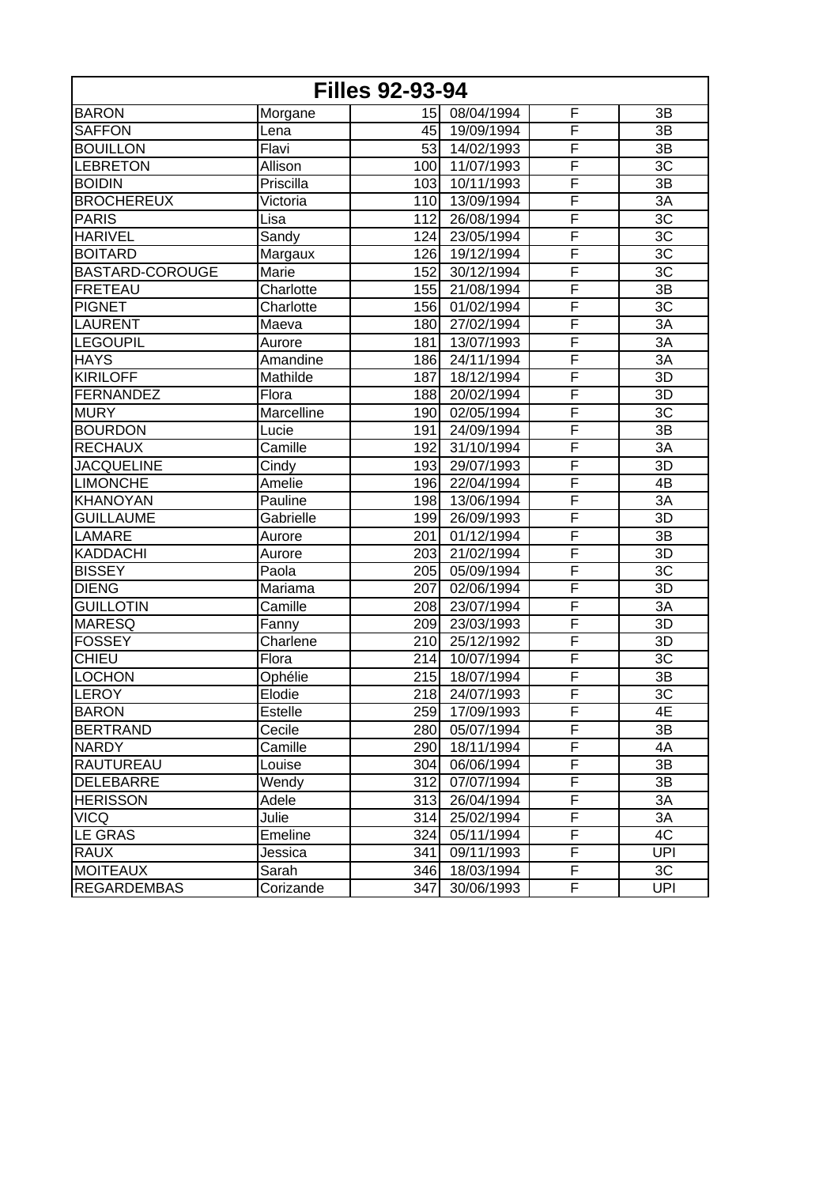| Filles 92-93-94 | | | | | |
|---|---|---|---|---|---|
| BARON | Morgane | 15 | 08/04/1994 | F | 3B |
| SAFFON | Lena | 45 | 19/09/1994 | F | 3B |
| BOUILLON | Flavi | 53 | 14/02/1993 | F | 3B |
| LEBRETON | Allison | 100 | 11/07/1993 | F | 3C |
| BOIDIN | Priscilla | 103 | 10/11/1993 | F | 3B |
| BROCHEREUX | Victoria | 110 | 13/09/1994 | F | 3A |
| PARIS | Lisa | 112 | 26/08/1994 | F | 3C |
| HARIVEL | Sandy | 124 | 23/05/1994 | F | 3C |
| BOITARD | Margaux | 126 | 19/12/1994 | F | 3C |
| BASTARD-COROUGE | Marie | 152 | 30/12/1994 | F | 3C |
| FRETEAU | Charlotte | 155 | 21/08/1994 | F | 3B |
| PIGNET | Charlotte | 156 | 01/02/1994 | F | 3C |
| LAURENT | Maeva | 180 | 27/02/1994 | F | 3A |
| LEGOUPIL | Aurore | 181 | 13/07/1993 | F | 3A |
| HAYS | Amandine | 186 | 24/11/1994 | F | 3A |
| KIRILOFF | Mathilde | 187 | 18/12/1994 | F | 3D |
| FERNANDEZ | Flora | 188 | 20/02/1994 | F | 3D |
| MURY | Marcelline | 190 | 02/05/1994 | F | 3C |
| BOURDON | Lucie | 191 | 24/09/1994 | F | 3B |
| RECHAUX | Camille | 192 | 31/10/1994 | F | 3A |
| JACQUELINE | Cindy | 193 | 29/07/1993 | F | 3D |
| LIMONCHE | Amelie | 196 | 22/04/1994 | F | 4B |
| KHANOYAN | Pauline | 198 | 13/06/1994 | F | 3A |
| GUILLAUME | Gabrielle | 199 | 26/09/1993 | F | 3D |
| LAMARE | Aurore | 201 | 01/12/1994 | F | 3B |
| KADDACHI | Aurore | 203 | 21/02/1994 | F | 3D |
| BISSEY | Paola | 205 | 05/09/1994 | F | 3C |
| DIENG | Mariama | 207 | 02/06/1994 | F | 3D |
| GUILLOTIN | Camille | 208 | 23/07/1994 | F | 3A |
| MARESQ | Fanny | 209 | 23/03/1993 | F | 3D |
| FOSSEY | Charlene | 210 | 25/12/1992 | F | 3D |
| CHIEU | Flora | 214 | 10/07/1994 | F | 3C |
| LOCHON | Ophélie | 215 | 18/07/1994 | F | 3B |
| LEROY | Elodie | 218 | 24/07/1993 | F | 3C |
| BARON | Estelle | 259 | 17/09/1993 | F | 4E |
| BERTRAND | Cecile | 280 | 05/07/1994 | F | 3B |
| NARDY | Camille | 290 | 18/11/1994 | F | 4A |
| RAUTUREAU | Louise | 304 | 06/06/1994 | F | 3B |
| DELEBARRE | Wendy | 312 | 07/07/1994 | F | 3B |
| HERISSON | Adele | 313 | 26/04/1994 | F | 3A |
| VICQ | Julie | 314 | 25/02/1994 | F | 3A |
| LE GRAS | Emeline | 324 | 05/11/1994 | F | 4C |
| RAUX | Jessica | 341 | 09/11/1993 | F | UPI |
| MOITEAUX | Sarah | 346 | 18/03/1994 | F | 3C |
| REGARDEMBAS | Corizande | 347 | 30/06/1993 | F | UPI |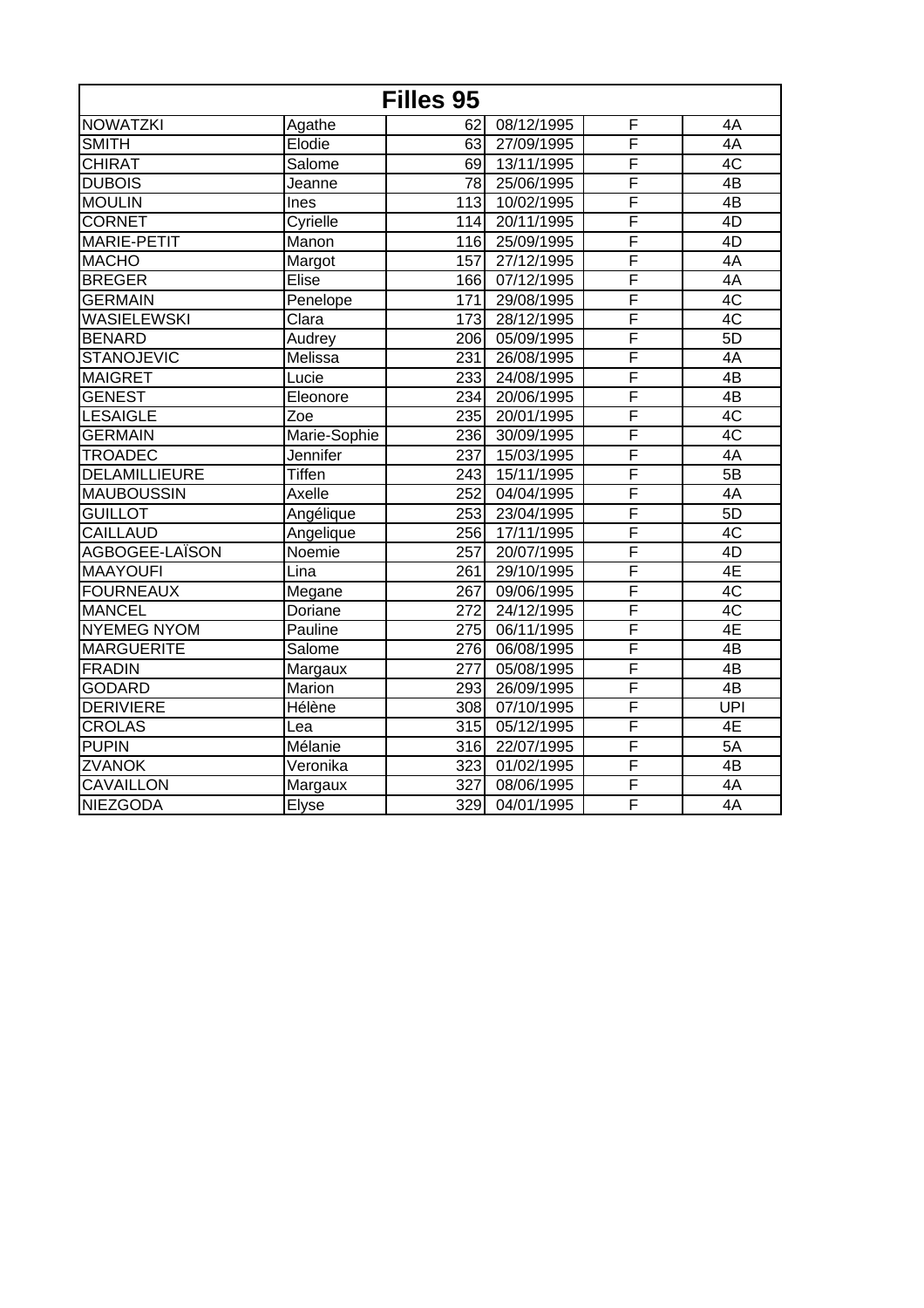| Filles 95 | | | | | |
|---|---|---|---|---|---|
| NOWATZKI | Agathe | 62 | 08/12/1995 | F | 4A |
| SMITH | Elodie | 63 | 27/09/1995 | F | 4A |
| CHIRAT | Salome | 69 | 13/11/1995 | F | 4C |
| DUBOIS | Jeanne | 78 | 25/06/1995 | F | 4B |
| MOULIN | Ines | 113 | 10/02/1995 | F | 4B |
| CORNET | Cyrielle | 114 | 20/11/1995 | F | 4D |
| MARIE-PETIT | Manon | 116 | 25/09/1995 | F | 4D |
| MACHO | Margot | 157 | 27/12/1995 | F | 4A |
| BREGER | Elise | 166 | 07/12/1995 | F | 4A |
| GERMAIN | Penelope | 171 | 29/08/1995 | F | 4C |
| WASIELEWSKI | Clara | 173 | 28/12/1995 | F | 4C |
| BENARD | Audrey | 206 | 05/09/1995 | F | 5D |
| STANOJEVIC | Melissa | 231 | 26/08/1995 | F | 4A |
| MAIGRET | Lucie | 233 | 24/08/1995 | F | 4B |
| GENEST | Eleonore | 234 | 20/06/1995 | F | 4B |
| LESAIGLE | Zoe | 235 | 20/01/1995 | F | 4C |
| GERMAIN | Marie-Sophie | 236 | 30/09/1995 | F | 4C |
| TROADEC | Jennifer | 237 | 15/03/1995 | F | 4A |
| DELAMILLIEURE | Tiffen | 243 | 15/11/1995 | F | 5B |
| MAUBOUSSIN | Axelle | 252 | 04/04/1995 | F | 4A |
| GUILLOT | Angélique | 253 | 23/04/1995 | F | 5D |
| CAILLAUD | Angelique | 256 | 17/11/1995 | F | 4C |
| AGBOGEE-LAÏSON | Noemie | 257 | 20/07/1995 | F | 4D |
| MAAYOUFI | Lina | 261 | 29/10/1995 | F | 4E |
| FOURNEAUX | Megane | 267 | 09/06/1995 | F | 4C |
| MANCEL | Doriane | 272 | 24/12/1995 | F | 4C |
| NYEMEG NYOM | Pauline | 275 | 06/11/1995 | F | 4E |
| MARGUERITE | Salome | 276 | 06/08/1995 | F | 4B |
| FRADIN | Margaux | 277 | 05/08/1995 | F | 4B |
| GODARD | Marion | 293 | 26/09/1995 | F | 4B |
| DERIVIERE | Hélène | 308 | 07/10/1995 | F | UPI |
| CROLAS | Lea | 315 | 05/12/1995 | F | 4E |
| PUPIN | Mélanie | 316 | 22/07/1995 | F | 5A |
| ZVANOK | Veronika | 323 | 01/02/1995 | F | 4B |
| CAVAILLON | Margaux | 327 | 08/06/1995 | F | 4A |
| NIEZGODA | Elyse | 329 | 04/01/1995 | F | 4A |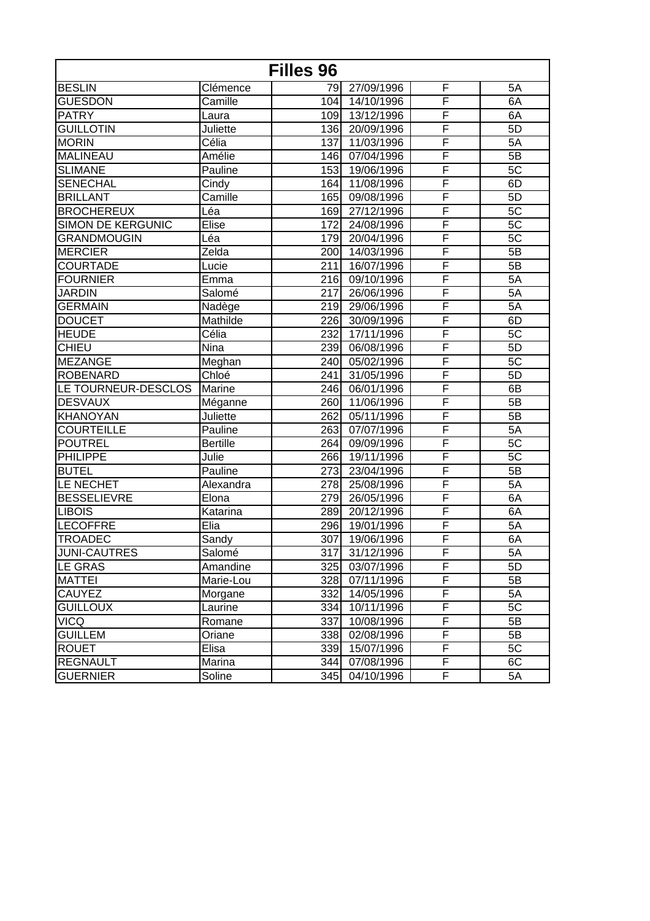| Filles 96 | | | | | |
|---|---|---|---|---|---|
| BESLIN | Clémence | 79 | 27/09/1996 | F | 5A |
| GUESDON | Camille | 104 | 14/10/1996 | F | 6A |
| PATRY | Laura | 109 | 13/12/1996 | F | 6A |
| GUILLOTIN | Juliette | 136 | 20/09/1996 | F | 5D |
| MORIN | Célia | 137 | 11/03/1996 | F | 5A |
| MALINEAU | Amélie | 146 | 07/04/1996 | F | 5B |
| SLIMANE | Pauline | 153 | 19/06/1996 | F | 5C |
| SENECHAL | Cindy | 164 | 11/08/1996 | F | 6D |
| BRILLANT | Camille | 165 | 09/08/1996 | F | 5D |
| BROCHEREUX | Léa | 169 | 27/12/1996 | F | 5C |
| SIMON DE KERGUNIC | Elise | 172 | 24/08/1996 | F | 5C |
| GRANDMOUGIN | Léa | 179 | 20/04/1996 | F | 5C |
| MERCIER | Zelda | 200 | 14/03/1996 | F | 5B |
| COURTADE | Lucie | 211 | 16/07/1996 | F | 5B |
| FOURNIER | Emma | 216 | 09/10/1996 | F | 5A |
| JARDIN | Salomé | 217 | 26/06/1996 | F | 5A |
| GERMAIN | Nadège | 219 | 29/06/1996 | F | 5A |
| DOUCET | Mathilde | 226 | 30/09/1996 | F | 6D |
| HEUDE | Célia | 232 | 17/11/1996 | F | 5C |
| CHIEU | Nina | 239 | 06/08/1996 | F | 5D |
| MEZANGE | Meghan | 240 | 05/02/1996 | F | 5C |
| ROBENARD | Chloé | 241 | 31/05/1996 | F | 5D |
| LE TOURNEUR-DESCLOS | Marine | 246 | 06/01/1996 | F | 6B |
| DESVAUX | Méganne | 260 | 11/06/1996 | F | 5B |
| KHANOYAN | Juliette | 262 | 05/11/1996 | F | 5B |
| COURTEILLE | Pauline | 263 | 07/07/1996 | F | 5A |
| POUTREL | Bertille | 264 | 09/09/1996 | F | 5C |
| PHILIPPE | Julie | 266 | 19/11/1996 | F | 5C |
| BUTEL | Pauline | 273 | 23/04/1996 | F | 5B |
| LE NECHET | Alexandra | 278 | 25/08/1996 | F | 5A |
| BESSELIEVRE | Elona | 279 | 26/05/1996 | F | 6A |
| LIBOIS | Katarina | 289 | 20/12/1996 | F | 6A |
| LECOFFRE | Elia | 296 | 19/01/1996 | F | 5A |
| TROADEC | Sandy | 307 | 19/06/1996 | F | 6A |
| JUNI-CAUTRES | Salomé | 317 | 31/12/1996 | F | 5A |
| LE GRAS | Amandine | 325 | 03/07/1996 | F | 5D |
| MATTEI | Marie-Lou | 328 | 07/11/1996 | F | 5B |
| CAUYEZ | Morgane | 332 | 14/05/1996 | F | 5A |
| GUILLOUX | Laurine | 334 | 10/11/1996 | F | 5C |
| VICQ | Romane | 337 | 10/08/1996 | F | 5B |
| GUILLEM | Oriane | 338 | 02/08/1996 | F | 5B |
| ROUET | Elisa | 339 | 15/07/1996 | F | 5C |
| REGNAULT | Marina | 344 | 07/08/1996 | F | 6C |
| GUERNIER | Soline | 345 | 04/10/1996 | F | 5A |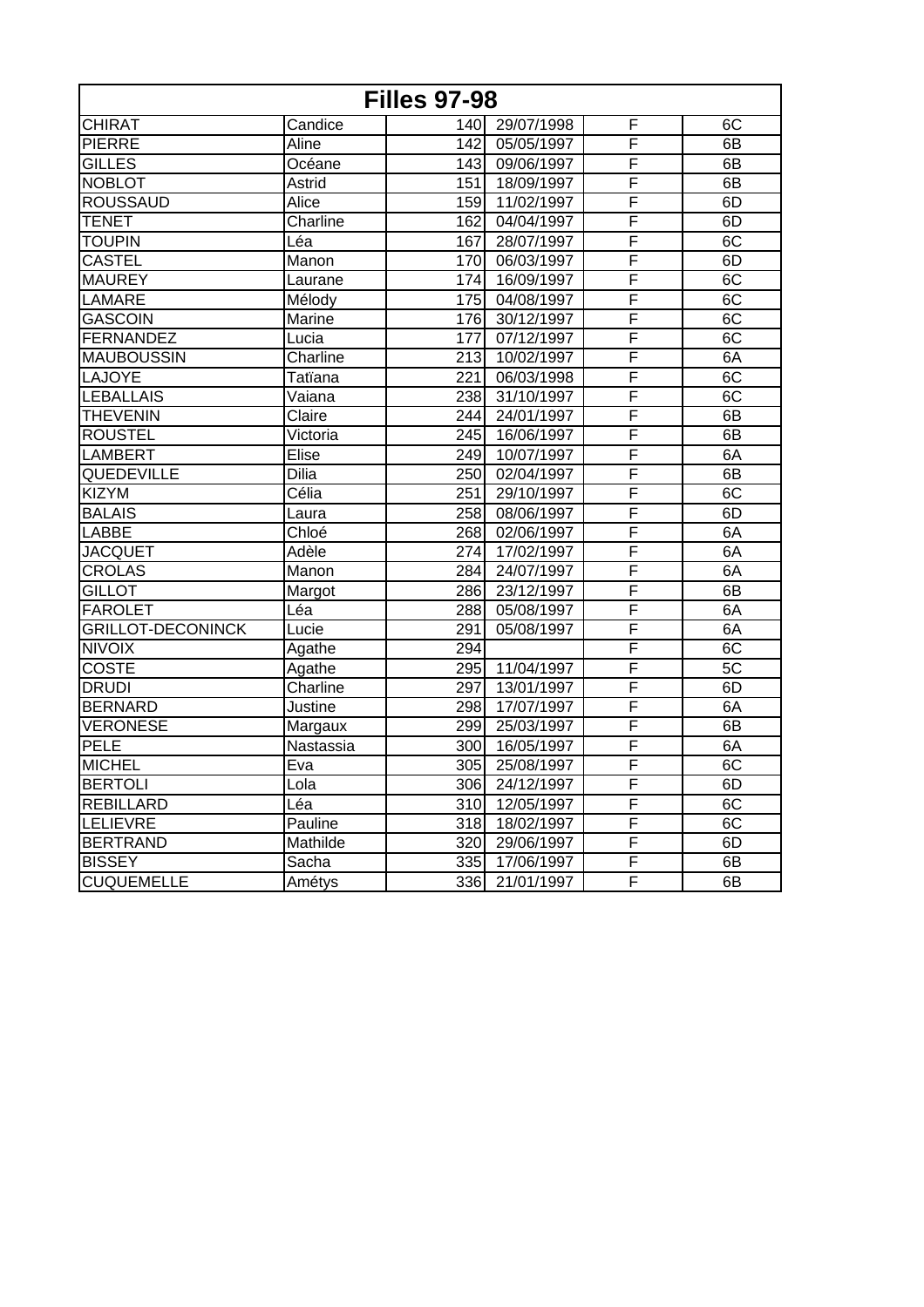| Filles 97-98 | | | | | |
|---|---|---|---|---|---|
| CHIRAT | Candice | 140 | 29/07/1998 | F | 6C |
| PIERRE | Aline | 142 | 05/05/1997 | F | 6B |
| GILLES | Océane | 143 | 09/06/1997 | F | 6B |
| NOBLOT | Astrid | 151 | 18/09/1997 | F | 6B |
| ROUSSAUD | Alice | 159 | 11/02/1997 | F | 6D |
| TENET | Charline | 162 | 04/04/1997 | F | 6D |
| TOUPIN | Léa | 167 | 28/07/1997 | F | 6C |
| CASTEL | Manon | 170 | 06/03/1997 | F | 6D |
| MAUREY | Laurane | 174 | 16/09/1997 | F | 6C |
| LAMARE | Mélody | 175 | 04/08/1997 | F | 6C |
| GASCOIN | Marine | 176 | 30/12/1997 | F | 6C |
| FERNANDEZ | Lucia | 177 | 07/12/1997 | F | 6C |
| MAUBOUSSIN | Charline | 213 | 10/02/1997 | F | 6A |
| LAJOYE | Tatïana | 221 | 06/03/1998 | F | 6C |
| LEBALLAIS | Vaiana | 238 | 31/10/1997 | F | 6C |
| THEVENIN | Claire | 244 | 24/01/1997 | F | 6B |
| ROUSTEL | Victoria | 245 | 16/06/1997 | F | 6B |
| LAMBERT | Elise | 249 | 10/07/1997 | F | 6A |
| QUEDEVILLE | Dilia | 250 | 02/04/1997 | F | 6B |
| KIZYM | Célia | 251 | 29/10/1997 | F | 6C |
| BALAIS | Laura | 258 | 08/06/1997 | F | 6D |
| LABBE | Chloé | 268 | 02/06/1997 | F | 6A |
| JACQUET | Adèle | 274 | 17/02/1997 | F | 6A |
| CROLAS | Manon | 284 | 24/07/1997 | F | 6A |
| GILLOT | Margot | 286 | 23/12/1997 | F | 6B |
| FAROLET | Léa | 288 | 05/08/1997 | F | 6A |
| GRILLOT-DECONINCK | Lucie | 291 | 05/08/1997 | F | 6A |
| NIVOIX | Agathe | 294 | | F | 6C |
| COSTE | Agathe | 295 | 11/04/1997 | F | 5C |
| DRUDI | Charline | 297 | 13/01/1997 | F | 6D |
| BERNARD | Justine | 298 | 17/07/1997 | F | 6A |
| VERONESE | Margaux | 299 | 25/03/1997 | F | 6B |
| PELE | Nastassia | 300 | 16/05/1997 | F | 6A |
| MICHEL | Eva | 305 | 25/08/1997 | F | 6C |
| BERTOLI | Lola | 306 | 24/12/1997 | F | 6D |
| REBILLARD | Léa | 310 | 12/05/1997 | F | 6C |
| LELIEVRE | Pauline | 318 | 18/02/1997 | F | 6C |
| BERTRAND | Mathilde | 320 | 29/06/1997 | F | 6D |
| BISSEY | Sacha | 335 | 17/06/1997 | F | 6B |
| CUQUEMELLE | Amétys | 336 | 21/01/1997 | F | 6B |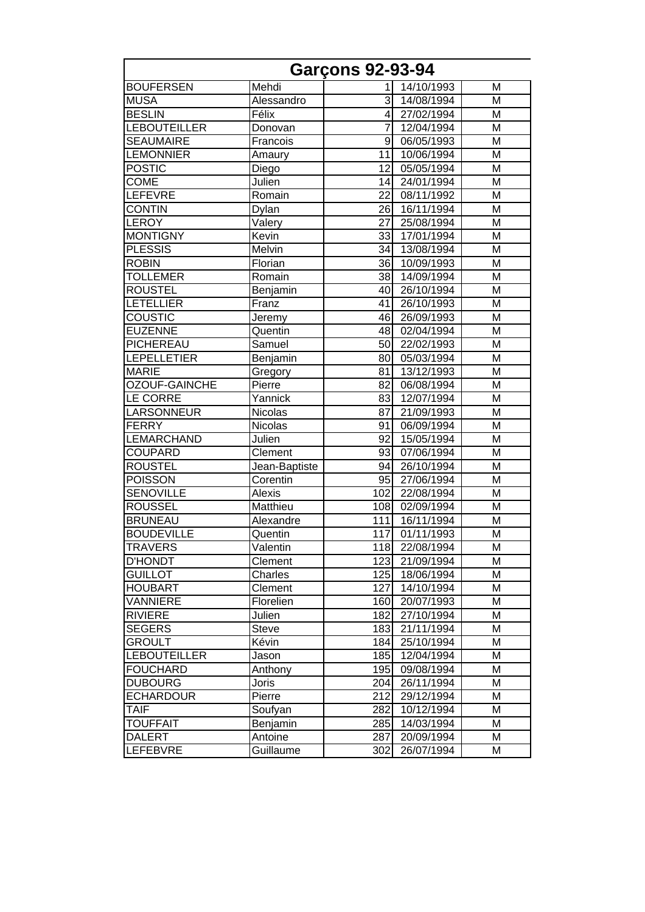| Garçons 92-93-94 | | | | |
|---|---|---|---|---|
| BOUFERSEN | Mehdi | 1 | 14/10/1993 | M |
| MUSA | Alessandro | 3 | 14/08/1994 | M |
| BESLIN | Félix | 4 | 27/02/1994 | M |
| LEBOUTEILLER | Donovan | 7 | 12/04/1994 | M |
| SEAUMAIRE | Francois | 9 | 06/05/1993 | M |
| LEMONNIER | Amaury | 11 | 10/06/1994 | M |
| POSTIC | Diego | 12 | 05/05/1994 | M |
| COME | Julien | 14 | 24/01/1994 | M |
| LEFEVRE | Romain | 22 | 08/11/1992 | M |
| CONTIN | Dylan | 26 | 16/11/1994 | M |
| LEROY | Valery | 27 | 25/08/1994 | M |
| MONTIGNY | Kevin | 33 | 17/01/1994 | M |
| PLESSIS | Melvin | 34 | 13/08/1994 | M |
| ROBIN | Florian | 36 | 10/09/1993 | M |
| TOLLEMER | Romain | 38 | 14/09/1994 | M |
| ROUSTEL | Benjamin | 40 | 26/10/1994 | M |
| LETELLIER | Franz | 41 | 26/10/1993 | M |
| COUSTIC | Jeremy | 46 | 26/09/1993 | M |
| EUZENNE | Quentin | 48 | 02/04/1994 | M |
| PICHEREAU | Samuel | 50 | 22/02/1993 | M |
| LEPELLETIER | Benjamin | 80 | 05/03/1994 | M |
| MARIE | Gregory | 81 | 13/12/1993 | M |
| OZOUF-GAINCHE | Pierre | 82 | 06/08/1994 | M |
| LE CORRE | Yannick | 83 | 12/07/1994 | M |
| LARSONNEUR | Nicolas | 87 | 21/09/1993 | M |
| FERRY | Nicolas | 91 | 06/09/1994 | M |
| LEMARCHAND | Julien | 92 | 15/05/1994 | M |
| COUPARD | Clement | 93 | 07/06/1994 | M |
| ROUSTEL | Jean-Baptiste | 94 | 26/10/1994 | M |
| POISSON | Corentin | 95 | 27/06/1994 | M |
| SENOVILLE | Alexis | 102 | 22/08/1994 | M |
| ROUSSEL | Matthieu | 108 | 02/09/1994 | M |
| BRUNEAU | Alexandre | 111 | 16/11/1994 | M |
| BOUDEVILLE | Quentin | 117 | 01/11/1993 | M |
| TRAVERS | Valentin | 118 | 22/08/1994 | M |
| D'HONDT | Clement | 123 | 21/09/1994 | M |
| GUILLOT | Charles | 125 | 18/06/1994 | M |
| HOUBART | Clement | 127 | 14/10/1994 | M |
| VANNIERE | Florelien | 160 | 20/07/1993 | M |
| RIVIERE | Julien | 182 | 27/10/1994 | M |
| SEGERS | Steve | 183 | 21/11/1994 | M |
| GROULT | Kévin | 184 | 25/10/1994 | M |
| LEBOUTEILLER | Jason | 185 | 12/04/1994 | M |
| FOUCHARD | Anthony | 195 | 09/08/1994 | M |
| DUBOURG | Joris | 204 | 26/11/1994 | M |
| ECHARDOUR | Pierre | 212 | 29/12/1994 | M |
| TAIF | Soufyan | 282 | 10/12/1994 | M |
| TOUFFAIT | Benjamin | 285 | 14/03/1994 | M |
| DALERT | Antoine | 287 | 20/09/1994 | M |
| LEFEBVRE | Guillaume | 302 | 26/07/1994 | M |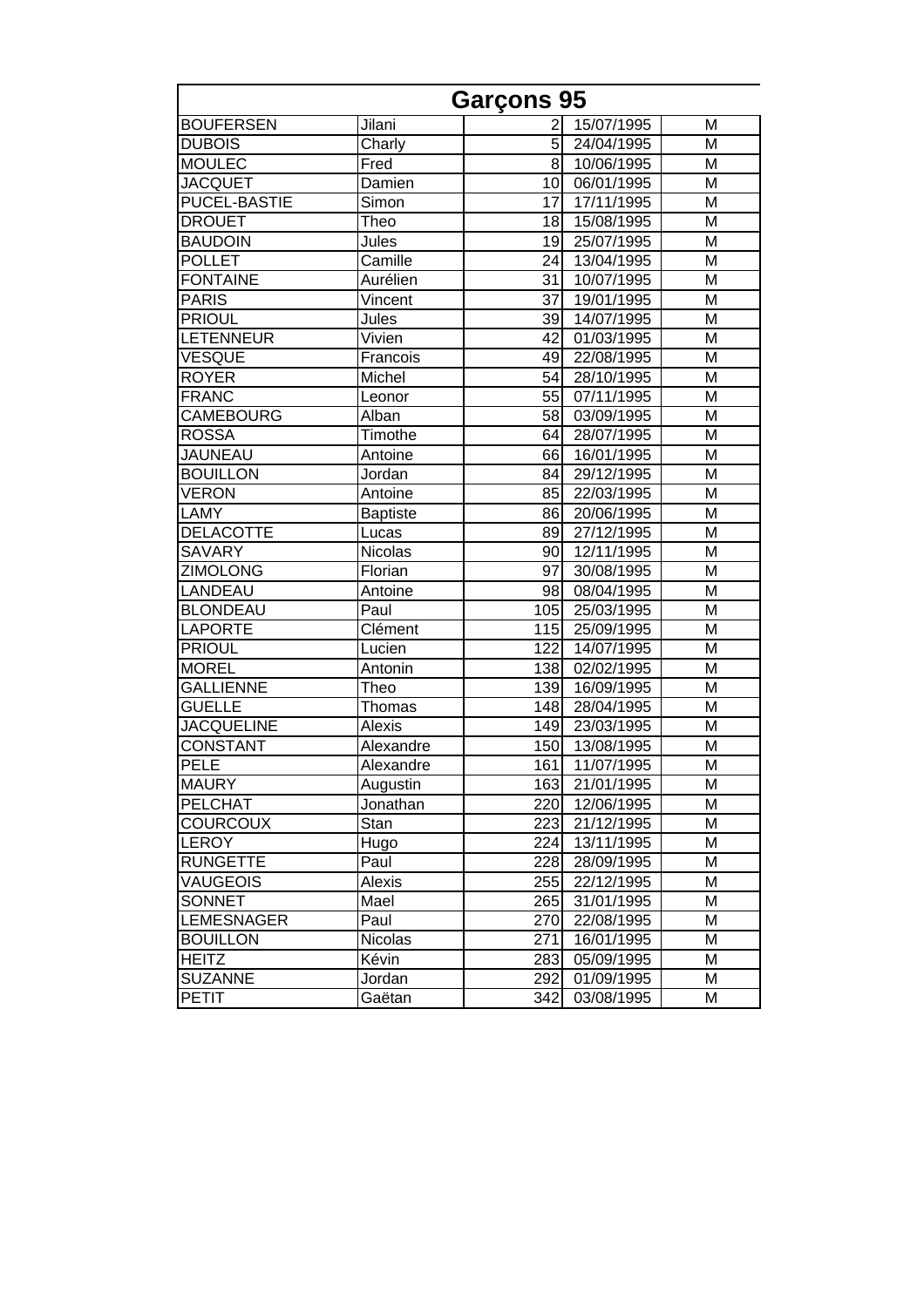| Garçons 95 | | | | |
|---|---|---|---|---|
| BOUFERSEN | Jilani | 2 | 15/07/1995 | M |
| DUBOIS | Charly | 5 | 24/04/1995 | M |
| MOULEC | Fred | 8 | 10/06/1995 | M |
| JACQUET | Damien | 10 | 06/01/1995 | M |
| PUCEL-BASTIE | Simon | 17 | 17/11/1995 | M |
| DROUET | Theo | 18 | 15/08/1995 | M |
| BAUDOIN | Jules | 19 | 25/07/1995 | M |
| POLLET | Camille | 24 | 13/04/1995 | M |
| FONTAINE | Aurélien | 31 | 10/07/1995 | M |
| PARIS | Vincent | 37 | 19/01/1995 | M |
| PRIOUL | Jules | 39 | 14/07/1995 | M |
| LETENNEUR | Vivien | 42 | 01/03/1995 | M |
| VESQUE | Francois | 49 | 22/08/1995 | M |
| ROYER | Michel | 54 | 28/10/1995 | M |
| FRANC | Leonor | 55 | 07/11/1995 | M |
| CAMEBOURG | Alban | 58 | 03/09/1995 | M |
| ROSSA | Timothe | 64 | 28/07/1995 | M |
| JAUNEAU | Antoine | 66 | 16/01/1995 | M |
| BOUILLON | Jordan | 84 | 29/12/1995 | M |
| VERON | Antoine | 85 | 22/03/1995 | M |
| LAMY | Baptiste | 86 | 20/06/1995 | M |
| DELACOTTE | Lucas | 89 | 27/12/1995 | M |
| SAVARY | Nicolas | 90 | 12/11/1995 | M |
| ZIMOLONG | Florian | 97 | 30/08/1995 | M |
| LANDEAU | Antoine | 98 | 08/04/1995 | M |
| BLONDEAU | Paul | 105 | 25/03/1995 | M |
| LAPORTE | Clément | 115 | 25/09/1995 | M |
| PRIOUL | Lucien | 122 | 14/07/1995 | M |
| MOREL | Antonin | 138 | 02/02/1995 | M |
| GALLIENNE | Theo | 139 | 16/09/1995 | M |
| GUELLE | Thomas | 148 | 28/04/1995 | M |
| JACQUELINE | Alexis | 149 | 23/03/1995 | M |
| CONSTANT | Alexandre | 150 | 13/08/1995 | M |
| PELE | Alexandre | 161 | 11/07/1995 | M |
| MAURY | Augustin | 163 | 21/01/1995 | M |
| PELCHAT | Jonathan | 220 | 12/06/1995 | M |
| COURCOUX | Stan | 223 | 21/12/1995 | M |
| LEROY | Hugo | 224 | 13/11/1995 | M |
| RUNGETTE | Paul | 228 | 28/09/1995 | M |
| VAUGEOIS | Alexis | 255 | 22/12/1995 | M |
| SONNET | Mael | 265 | 31/01/1995 | M |
| LEMESNAGER | Paul | 270 | 22/08/1995 | M |
| BOUILLON | Nicolas | 271 | 16/01/1995 | M |
| HEITZ | Kévin | 283 | 05/09/1995 | M |
| SUZANNE | Jordan | 292 | 01/09/1995 | M |
| PETIT | Gaëtan | 342 | 03/08/1995 | M |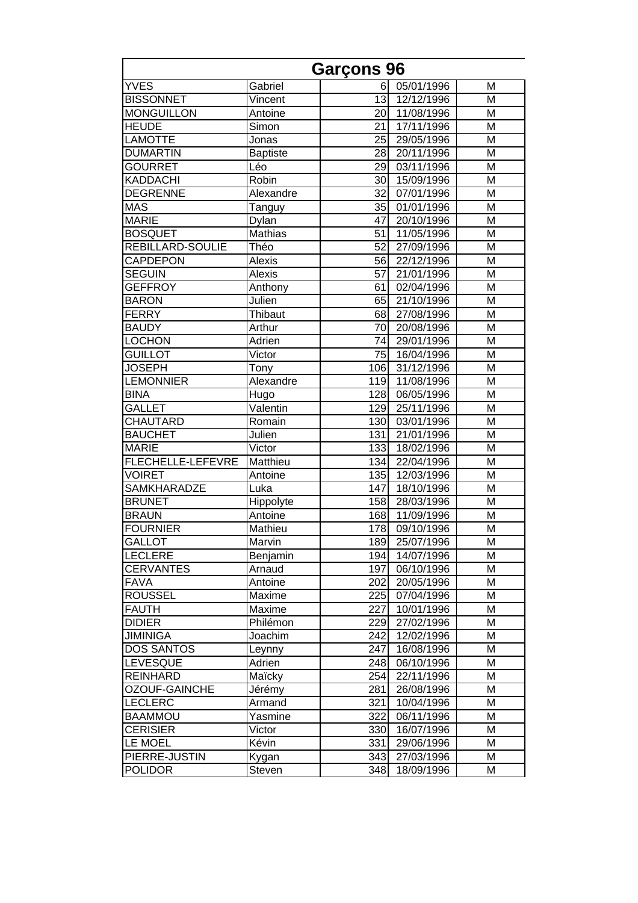| Garçons 96 | | | | |
|---|---|---|---|---|
| YVES | Gabriel | 6 | 05/01/1996 | M |
| BISSONNET | Vincent | 13 | 12/12/1996 | M |
| MONGUILLON | Antoine | 20 | 11/08/1996 | M |
| HEUDE | Simon | 21 | 17/11/1996 | M |
| LAMOTTE | Jonas | 25 | 29/05/1996 | M |
| DUMARTIN | Baptiste | 28 | 20/11/1996 | M |
| GOURRET | Léo | 29 | 03/11/1996 | M |
| KADDACHI | Robin | 30 | 15/09/1996 | M |
| DEGRENNE | Alexandre | 32 | 07/01/1996 | M |
| MAS | Tanguy | 35 | 01/01/1996 | M |
| MARIE | Dylan | 47 | 20/10/1996 | M |
| BOSQUET | Mathias | 51 | 11/05/1996 | M |
| REBILLARD-SOULIE | Théo | 52 | 27/09/1996 | M |
| CAPDEPON | Alexis | 56 | 22/12/1996 | M |
| SEGUIN | Alexis | 57 | 21/01/1996 | M |
| GEFFROY | Anthony | 61 | 02/04/1996 | M |
| BARON | Julien | 65 | 21/10/1996 | M |
| FERRY | Thibaut | 68 | 27/08/1996 | M |
| BAUDY | Arthur | 70 | 20/08/1996 | M |
| LOCHON | Adrien | 74 | 29/01/1996 | M |
| GUILLOT | Victor | 75 | 16/04/1996 | M |
| JOSEPH | Tony | 106 | 31/12/1996 | M |
| LEMONNIER | Alexandre | 119 | 11/08/1996 | M |
| BINA | Hugo | 128 | 06/05/1996 | M |
| GALLET | Valentin | 129 | 25/11/1996 | M |
| CHAUTARD | Romain | 130 | 03/01/1996 | M |
| BAUCHET | Julien | 131 | 21/01/1996 | M |
| MARIE | Victor | 133 | 18/02/1996 | M |
| FLECHELLE-LEFEVRE | Matthieu | 134 | 22/04/1996 | M |
| VOIRET | Antoine | 135 | 12/03/1996 | M |
| SAMKHARADZE | Luka | 147 | 18/10/1996 | M |
| BRUNET | Hippolyte | 158 | 28/03/1996 | M |
| BRAUN | Antoine | 168 | 11/09/1996 | M |
| FOURNIER | Mathieu | 178 | 09/10/1996 | M |
| GALLOT | Marvin | 189 | 25/07/1996 | M |
| LECLERE | Benjamin | 194 | 14/07/1996 | M |
| CERVANTES | Arnaud | 197 | 06/10/1996 | M |
| FAVA | Antoine | 202 | 20/05/1996 | M |
| ROUSSEL | Maxime | 225 | 07/04/1996 | M |
| FAUTH | Maxime | 227 | 10/01/1996 | M |
| DIDIER | Philémon | 229 | 27/02/1996 | M |
| JIMINIGA | Joachim | 242 | 12/02/1996 | M |
| DOS SANTOS | Leynny | 247 | 16/08/1996 | M |
| LEVESQUE | Adrien | 248 | 06/10/1996 | M |
| REINHARD | Maïcky | 254 | 22/11/1996 | M |
| OZOUF-GAINCHE | Jérémy | 281 | 26/08/1996 | M |
| LECLERC | Armand | 321 | 10/04/1996 | M |
| BAAMMOU | Yasmine | 322 | 06/11/1996 | M |
| CERISIER | Victor | 330 | 16/07/1996 | M |
| LE MOEL | Kévin | 331 | 29/06/1996 | M |
| PIERRE-JUSTIN | Kygan | 343 | 27/03/1996 | M |
| POLIDOR | Steven | 348 | 18/09/1996 | M |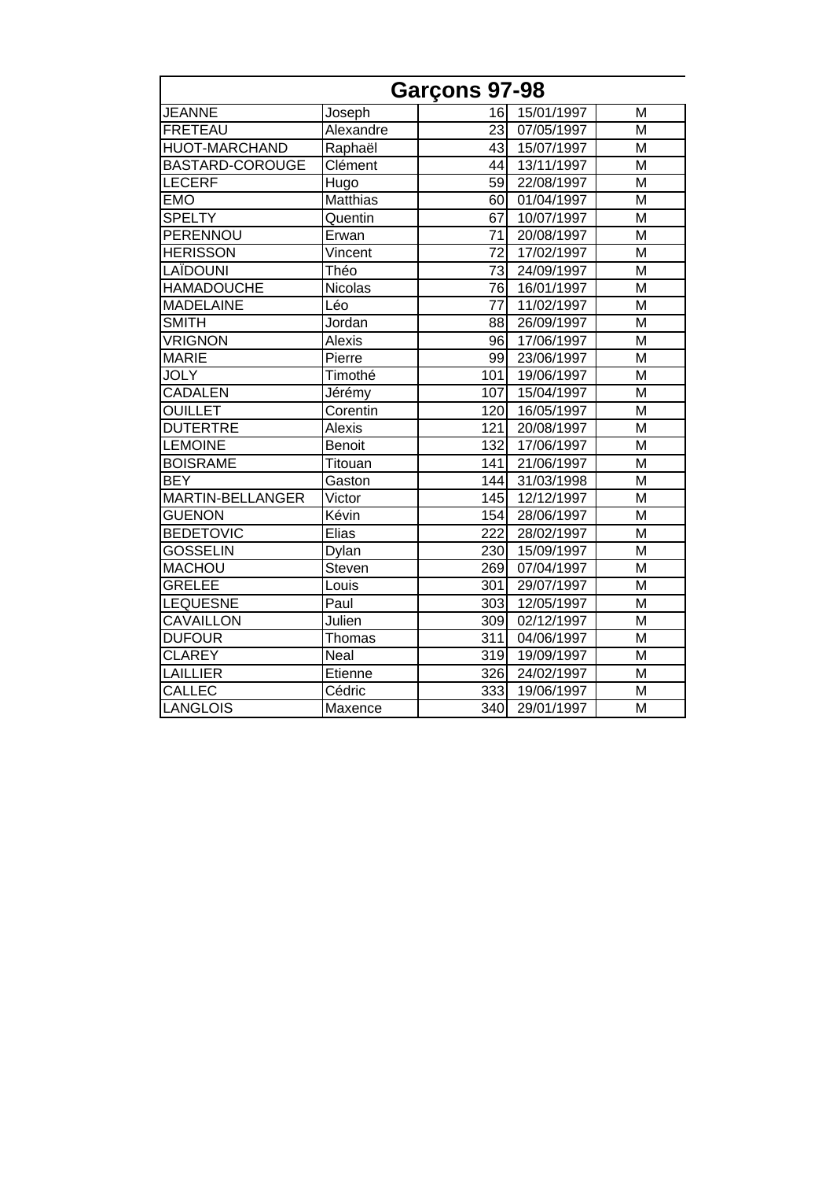| Garçons 97-98 | | | | |
|---|---|---|---|---|
| JEANNE | Joseph | 16 | 15/01/1997 | M |
| FRETEAU | Alexandre | 23 | 07/05/1997 | M |
| HUOT-MARCHAND | Raphaël | 43 | 15/07/1997 | M |
| BASTARD-COROUGE | Clément | 44 | 13/11/1997 | M |
| LECERF | Hugo | 59 | 22/08/1997 | M |
| EMO | Matthias | 60 | 01/04/1997 | M |
| SPELTY | Quentin | 67 | 10/07/1997 | M |
| PERENNOU | Erwan | 71 | 20/08/1997 | M |
| HERISSON | Vincent | 72 | 17/02/1997 | M |
| LAÏDOUNI | Théo | 73 | 24/09/1997 | M |
| HAMADOUCHE | Nicolas | 76 | 16/01/1997 | M |
| MADELAINE | Léo | 77 | 11/02/1997 | M |
| SMITH | Jordan | 88 | 26/09/1997 | M |
| VRIGNON | Alexis | 96 | 17/06/1997 | M |
| MARIE | Pierre | 99 | 23/06/1997 | M |
| JOLY | Timothé | 101 | 19/06/1997 | M |
| CADALEN | Jérémy | 107 | 15/04/1997 | M |
| OUILLET | Corentin | 120 | 16/05/1997 | M |
| DUTERTRE | Alexis | 121 | 20/08/1997 | M |
| LEMOINE | Benoit | 132 | 17/06/1997 | M |
| BOISRAME | Titouan | 141 | 21/06/1997 | M |
| BEY | Gaston | 144 | 31/03/1998 | M |
| MARTIN-BELLANGER | Victor | 145 | 12/12/1997 | M |
| GUENON | Kévin | 154 | 28/06/1997 | M |
| BEDETOVIC | Elias | 222 | 28/02/1997 | M |
| GOSSELIN | Dylan | 230 | 15/09/1997 | M |
| MACHOU | Steven | 269 | 07/04/1997 | M |
| GRELEE | Louis | 301 | 29/07/1997 | M |
| LEQUESNE | Paul | 303 | 12/05/1997 | M |
| CAVAILLON | Julien | 309 | 02/12/1997 | M |
| DUFOUR | Thomas | 311 | 04/06/1997 | M |
| CLAREY | Neal | 319 | 19/09/1997 | M |
| LAILLIER | Etienne | 326 | 24/02/1997 | M |
| CALLEC | Cédric | 333 | 19/06/1997 | M |
| LANGLOIS | Maxence | 340 | 29/01/1997 | M |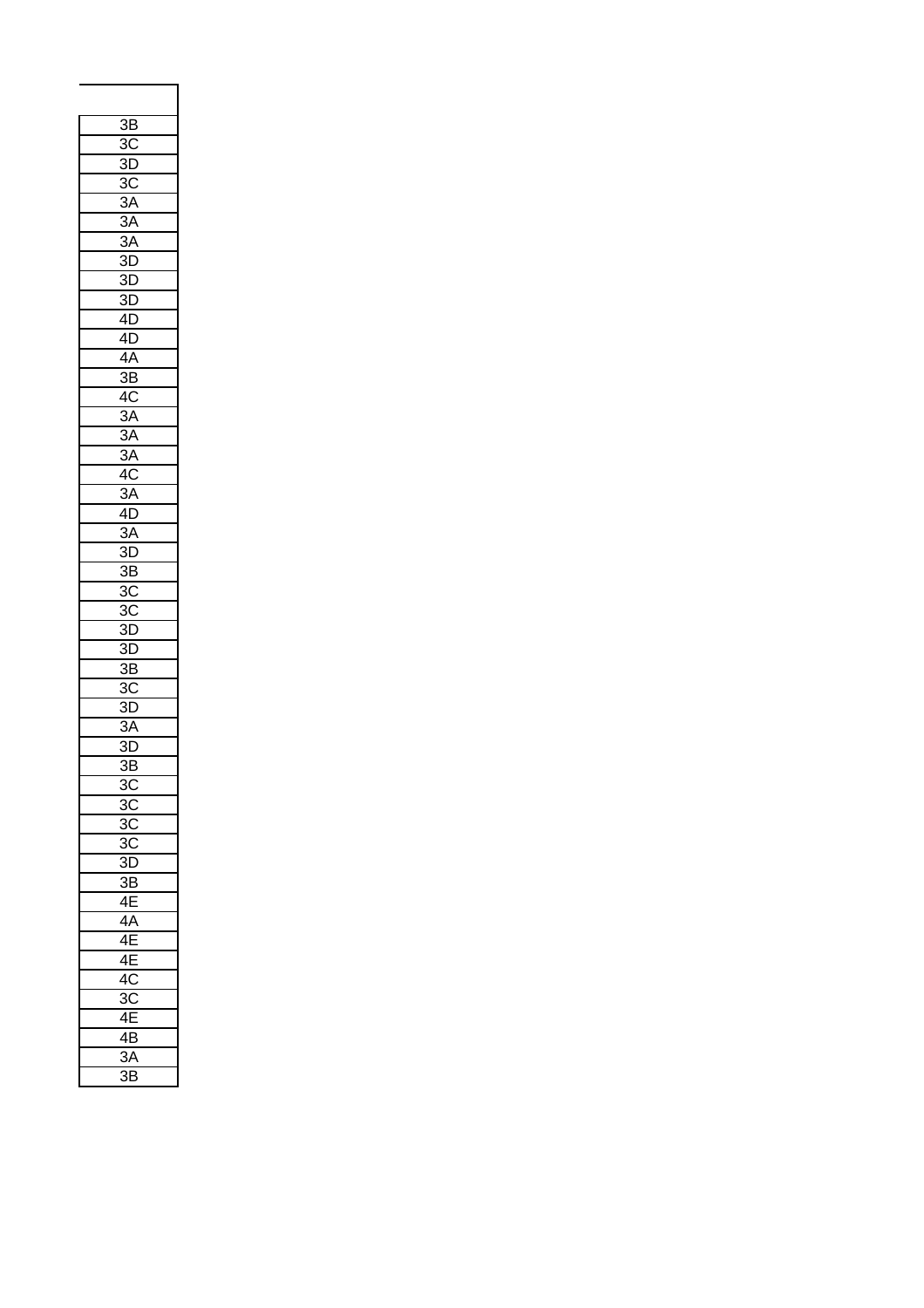| |
|---|
| 3B |
| 3C |
| 3D |
| 3C |
| 3A |
| 3A |
| 3A |
| 3D |
| 3D |
| 3D |
| 4D |
| 4D |
| 4A |
| 3B |
| 4C |
| 3A |
| 3A |
| 3A |
| 4C |
| 3A |
| 4D |
| 3A |
| 3D |
| 3B |
| 3C |
| 3C |
| 3D |
| 3D |
| 3B |
| 3C |
| 3D |
| 3A |
| 3D |
| 3B |
| 3C |
| 3C |
| 3C |
| 3C |
| 3D |
| 3B |
| 4E |
| 4A |
| 4E |
| 4E |
| 4C |
| 3C |
| 4E |
| 4B |
| 3A |
| 3B |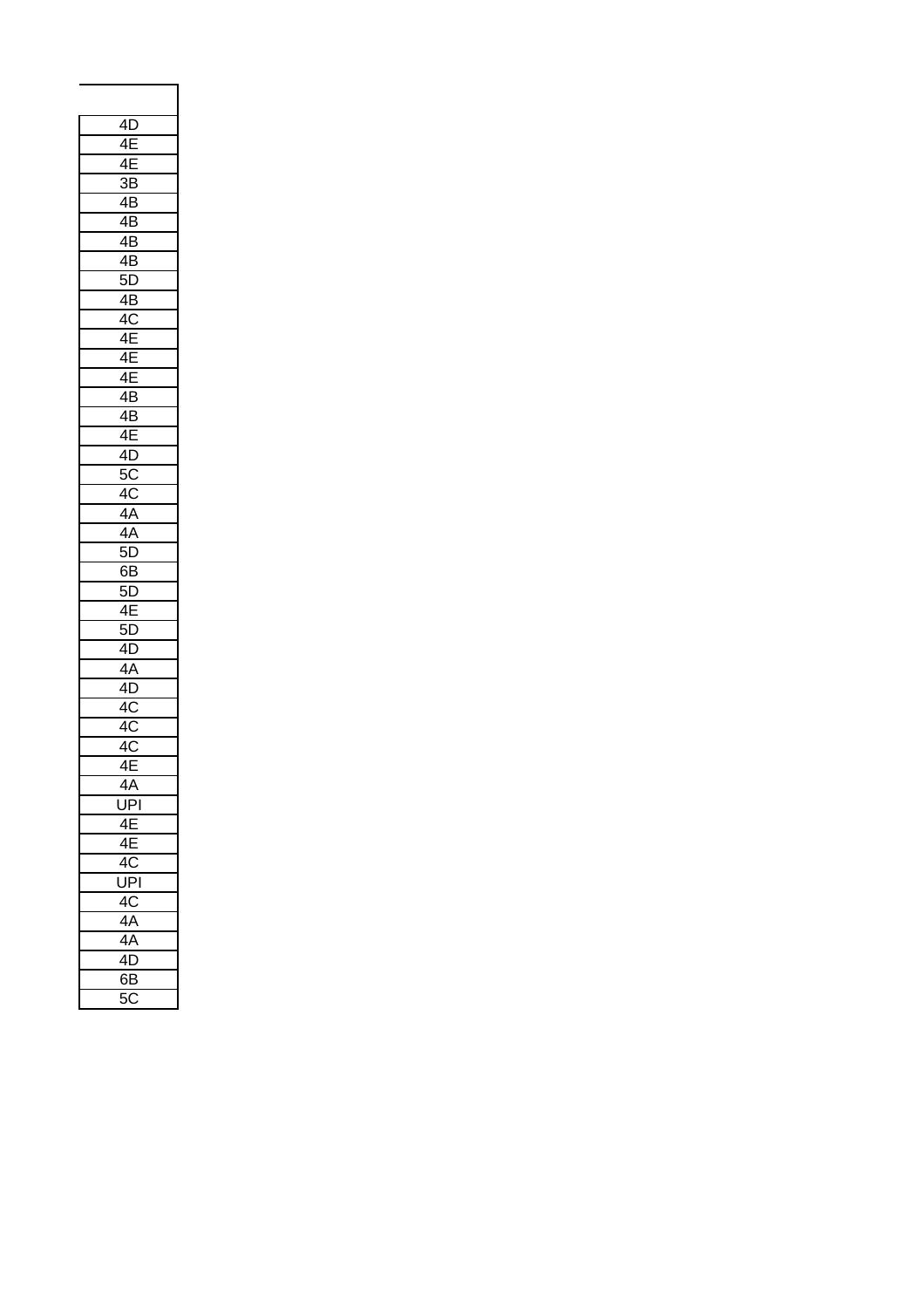| |
|---|
| 4D |
| 4E |
| 4E |
| 3B |
| 4B |
| 4B |
| 4B |
| 4B |
| 5D |
| 4B |
| 4C |
| 4E |
| 4E |
| 4E |
| 4B |
| 4B |
| 4E |
| 4D |
| 5C |
| 4C |
| 4A |
| 4A |
| 5D |
| 6B |
| 5D |
| 4E |
| 5D |
| 4D |
| 4A |
| 4D |
| 4C |
| 4C |
| 4C |
| 4E |
| 4A |
| UPI |
| 4E |
| 4E |
| 4C |
| UPI |
| 4C |
| 4A |
| 4A |
| 4D |
| 6B |
| 5C |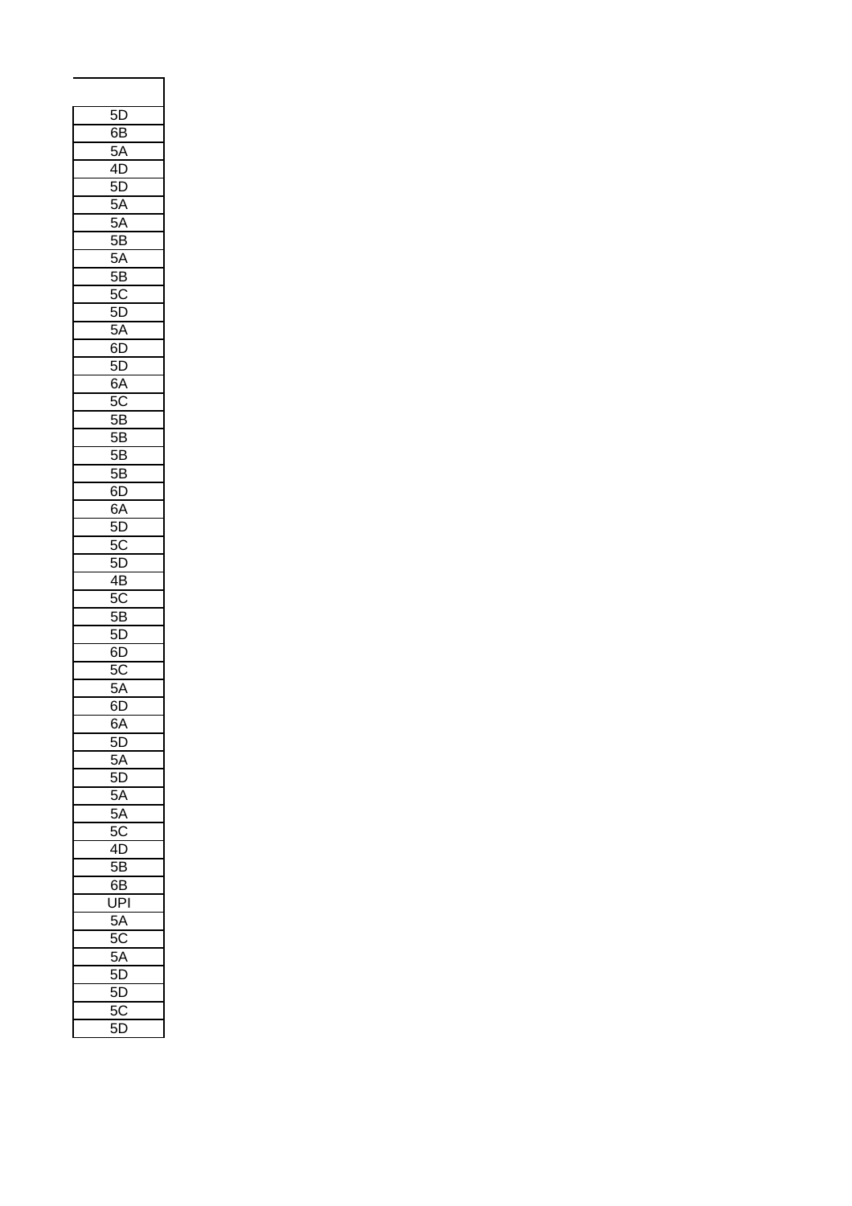| |
|---|
| 5D |
| 6B |
| 5A |
| 4D |
| 5D |
| 5A |
| 5A |
| 5B |
| 5A |
| 5B |
| 5C |
| 5D |
| 5A |
| 6D |
| 5D |
| 6A |
| 5C |
| 5B |
| 5B |
| 5B |
| 5B |
| 6D |
| 6A |
| 5D |
| 5C |
| 5D |
| 4B |
| 5C |
| 5B |
| 5D |
| 6D |
| 5C |
| 5A |
| 6D |
| 6A |
| 5D |
| 5A |
| 5D |
| 5A |
| 5A |
| 5C |
| 4D |
| 5B |
| 6B |
| UPI |
| 5A |
| 5C |
| 5A |
| 5D |
| 5D |
| 5C |
| 5D |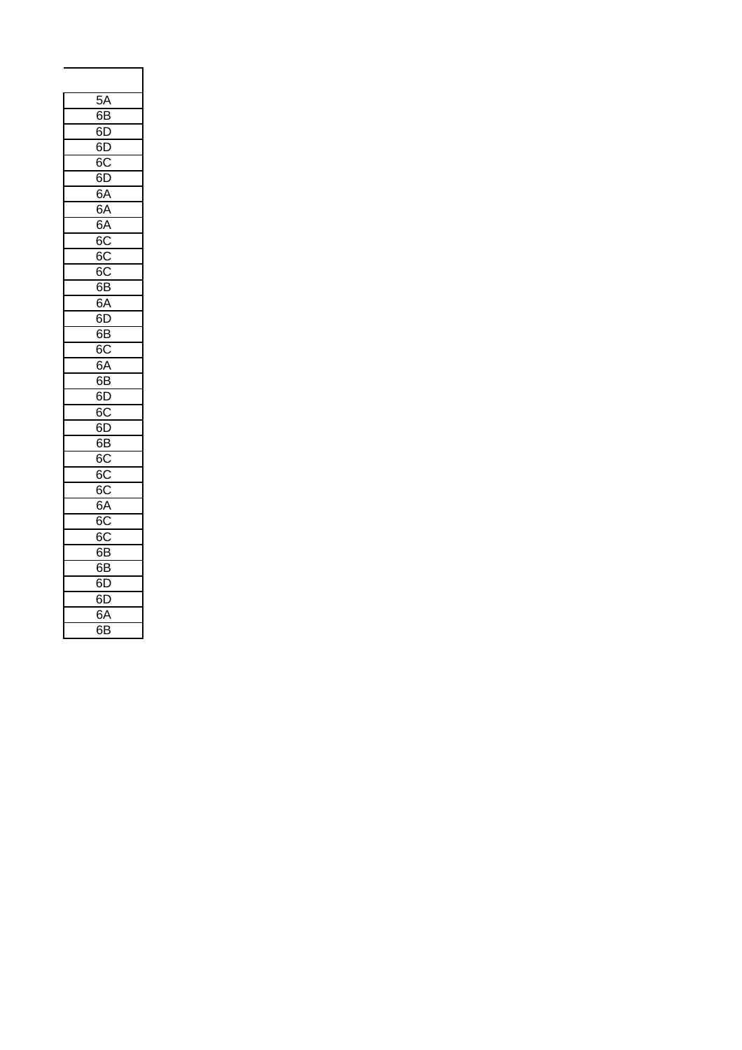| |
|---|
| 5A |
| 6B |
| 6D |
| 6D |
| 6C |
| 6D |
| 6A |
| 6A |
| 6A |
| 6C |
| 6C |
| 6C |
| 6B |
| 6A |
| 6D |
| 6B |
| 6C |
| 6A |
| 6B |
| 6D |
| 6C |
| 6D |
| 6B |
| 6C |
| 6C |
| 6C |
| 6A |
| 6C |
| 6C |
| 6B |
| 6B |
| 6D |
| 6D |
| 6A |
| 6B |